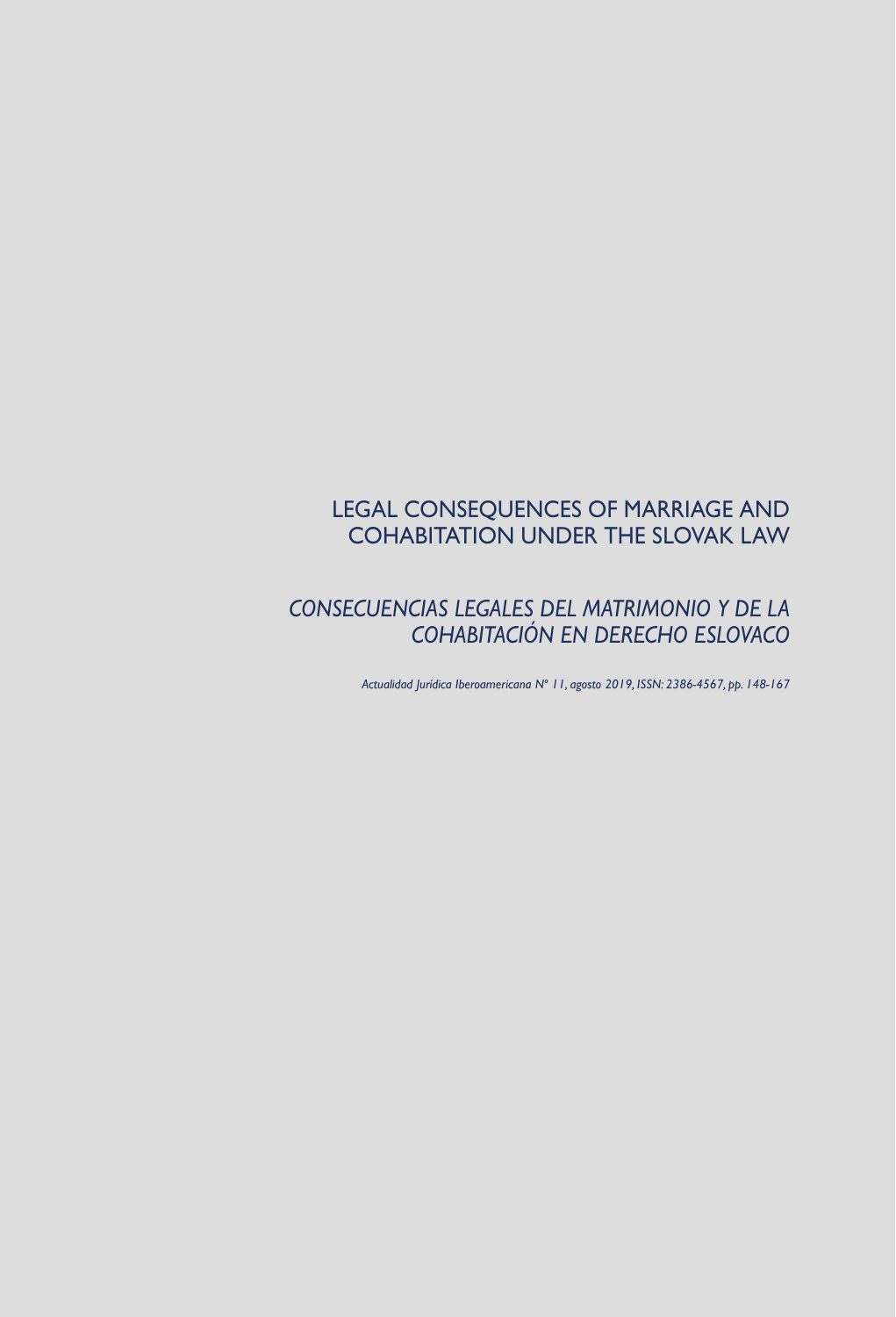# LEGAL CONSEQUENCES OF MARRIAGE AND COHABITATION UNDER THE SLOVAK LAW

## *CONSECUENCIAS LEGALES DEL MATRIMONIO Y DE LA COHABITACIÓN EN DERECHO ESLOVACO*

*Actualidad Jurídica Iberoamericana Nº 11, agosto 2019, ISSN: 2386-4567, pp. 148-167*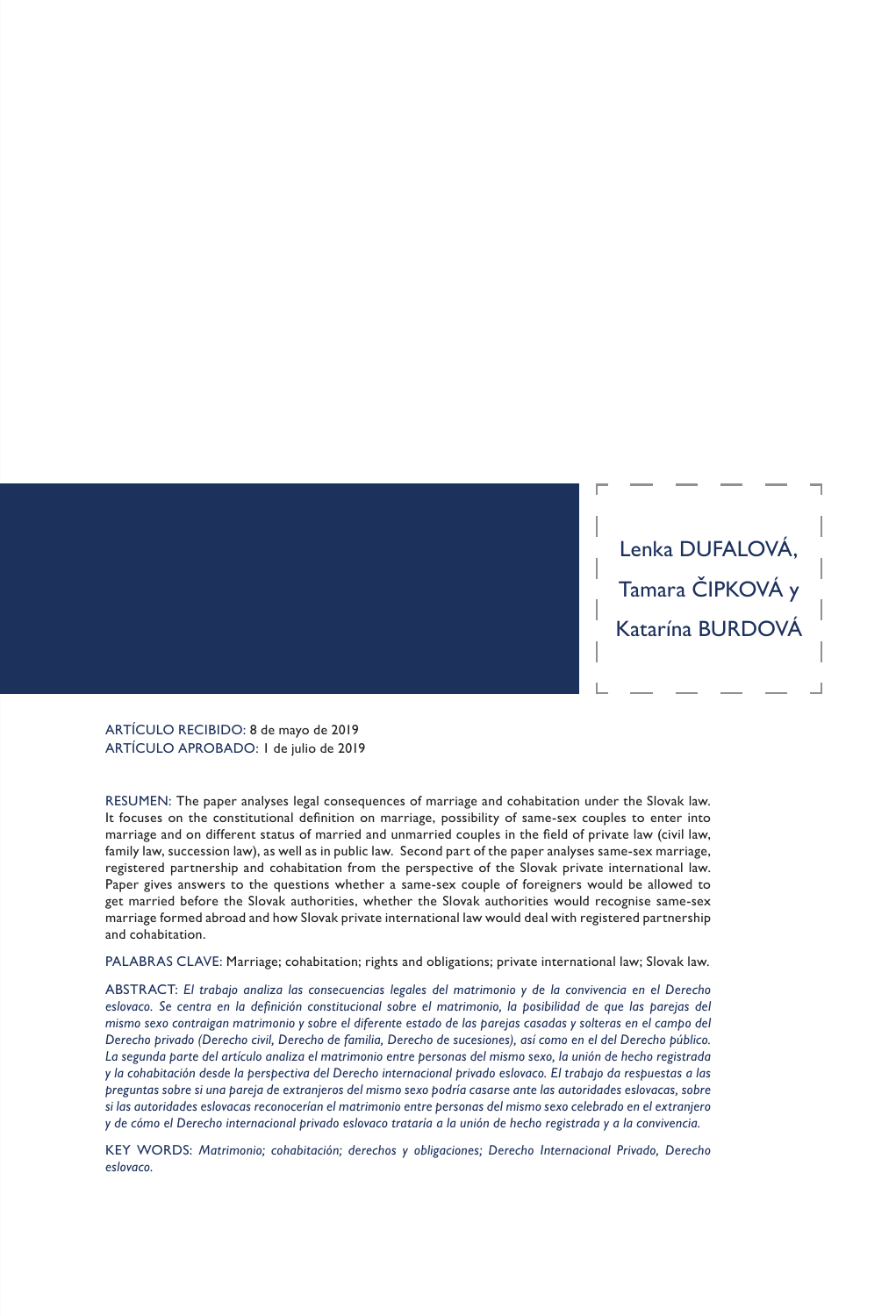Lenka DUFALOVÁ, Tamara ČIPKOVÁ y Katarína BURDOVÁ

ARTÍCULO RECIBIDO: 8 de mayo de 2019
ARTÍCULO APROBADO: 1 de julio de 2019

RESUMEN: The paper analyses legal consequences of marriage and cohabitation under the Slovak law. It focuses on the constitutional definition on marriage, possibility of same-sex couples to enter into marriage and on different status of married and unmarried couples in the field of private law (civil law, family law, succession law), as well as in public law. Second part of the paper analyses same-sex marriage, registered partnership and cohabitation from the perspective of the Slovak private international law. Paper gives answers to the questions whether a same-sex couple of foreigners would be allowed to get married before the Slovak authorities, whether the Slovak authorities would recognise same-sex marriage formed abroad and how Slovak private international law would deal with registered partnership and cohabitation.

PALABRAS CLAVE: Marriage; cohabitation; rights and obligations; private international law; Slovak law.

ABSTRACT: *El trabajo analiza las consecuencias legales del matrimonio y de la convivencia en el Derecho eslovaco. Se centra en la definición constitucional sobre el matrimonio, la posibilidad de que las parejas del mismo sexo contraigan matrimonio y sobre el diferente estado de las parejas casadas y solteras en el campo del Derecho privado (Derecho civil, Derecho de familia, Derecho de sucesiones), así como en el del Derecho público. La segunda parte del artículo analiza el matrimonio entre personas del mismo sexo, la unión de hecho registrada y la cohabitación desde la perspectiva del Derecho internacional privado eslovaco. El trabajo da respuestas a las preguntas sobre si una pareja de extranjeros del mismo sexo podría casarse ante las autoridades eslovacas, sobre si las autoridades eslovacas reconocerían el matrimonio entre personas del mismo sexo celebrado en el extranjero y de cómo el Derecho internacional privado eslovaco trataría a la unión de hecho registrada y a la convivencia.*

KEY WORDS: *Matrimonio; cohabitación; derechos y obligaciones; Derecho Internacional Privado, Derecho eslovaco.*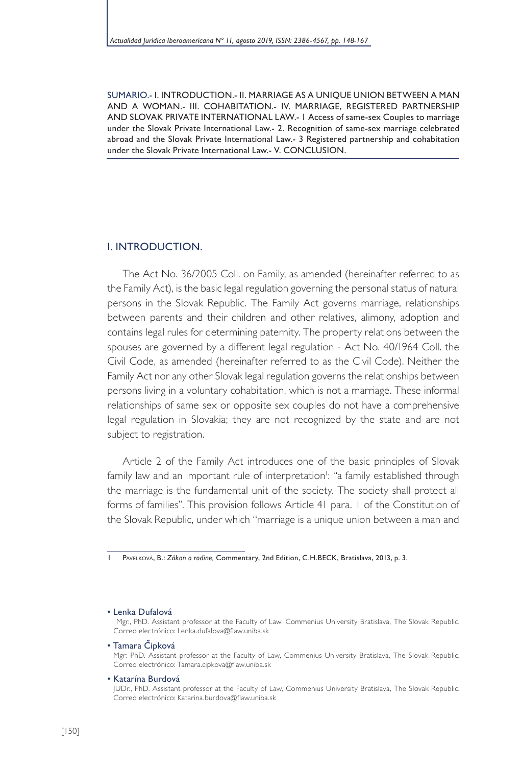SUMARIO.- I. INTRODUCTION.- II. MARRIAGE AS A UNIQUE UNION BETWEEN A MAN AND A WOMAN.- III. COHABITATION.- IV. MARRIAGE, REGISTERED PARTNERSHIP AND SLOVAK PRIVATE INTERNATIONAL LAW.- 1 Access of same-sex Couples to marriage under the Slovak Private International Law.- 2. Recognition of same-sex marriage celebrated abroad and the Slovak Private International Law.- 3 Registered partnership and cohabitation under the Slovak Private International Law.- V. CONCLUSION.

## I. INTRODUCTION.

The Act No. 36/2005 Coll. on Family, as amended (hereinafter referred to as the Family Act), is the basic legal regulation governing the personal status of natural persons in the Slovak Republic. The Family Act governs marriage, relationships between parents and their children and other relatives, alimony, adoption and contains legal rules for determining paternity. The property relations between the spouses are governed by a different legal regulation - Act No. 40/1964 Coll. the Civil Code, as amended (hereinafter referred to as the Civil Code). Neither the Family Act nor any other Slovak legal regulation governs the relationships between persons living in a voluntary cohabitation, which is not a marriage. These informal relationships of same sex or opposite sex couples do not have a comprehensive legal regulation in Slovakia; they are not recognized by the state and are not subject to registration.

Article 2 of the Family Act introduces one of the basic principles of Slovak family law and an important rule of interpretation[1]: "a family established through the marriage is the fundamental unit of the society. The society shall protect all forms of families". This provision follows Article 41 para. 1 of the Constitution of the Slovak Republic, under which "marriage is a unique union between a man and

---

1 Pavelková, B.: *Zákon o rodine,* Commentary, 2nd Edition, C.H.BECK, Bratislava, 2013, p. 3.

• Lenka Dufalová

Mgr., PhD. Assistant professor at the Faculty of Law, Commenius University Bratislava, The Slovak Republic. Correo electrónico: Lenka.dufalova@flaw.uniba.sk

• Tamara Čipková

Mgr: PhD. Assistant professor at the Faculty of Law, Commenius University Bratislava, The Slovak Republic. Correo electrónico: Tamara.cipkova@flaw.uniba.sk

• Katarína Burdová

JUDr., PhD. Assistant professor at the Faculty of Law, Commenius University Bratislava, The Slovak Republic. Correo electrónico: Katarina.burdova@flaw.uniba.sk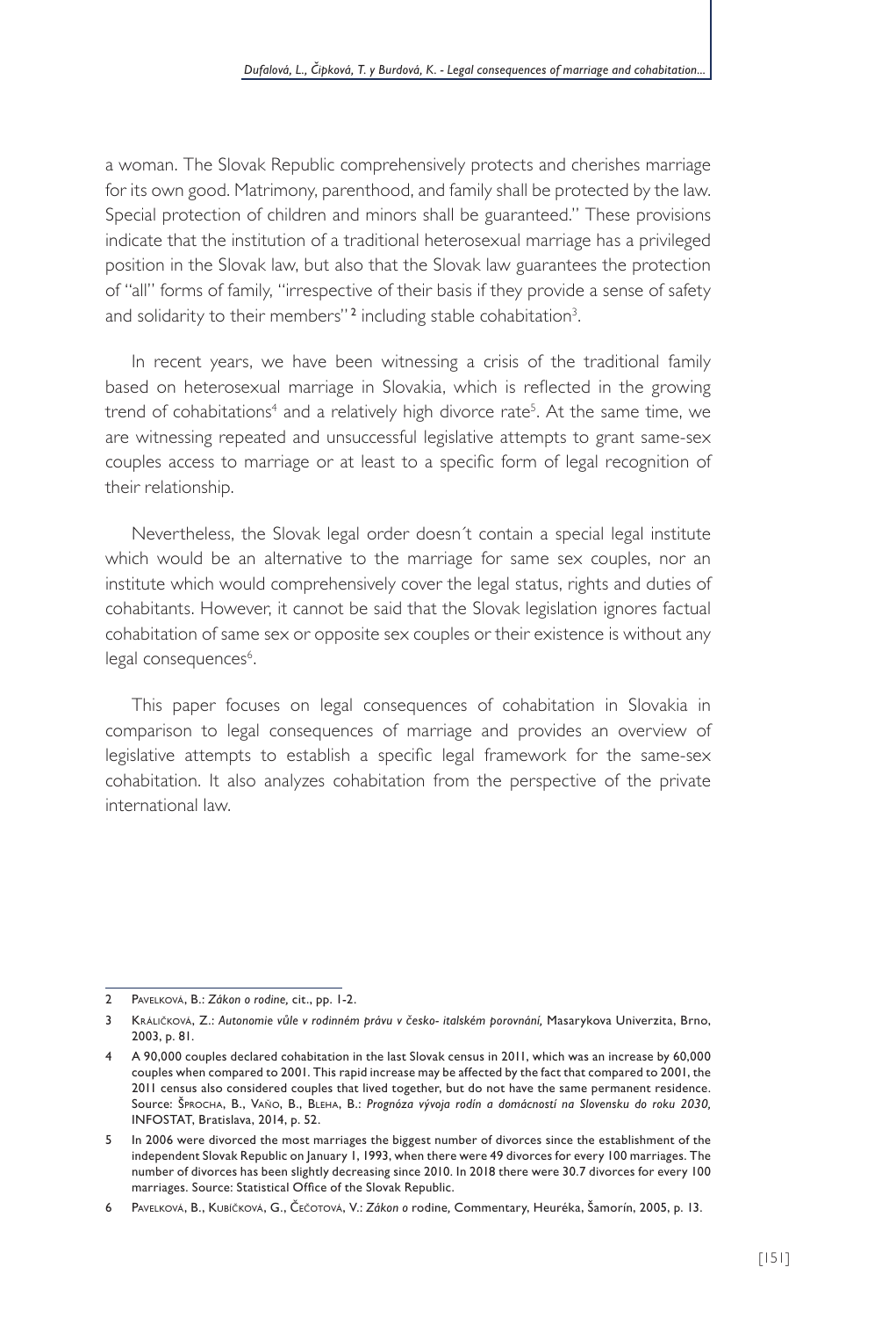a woman. The Slovak Republic comprehensively protects and cherishes marriage for its own good. Matrimony, parenthood, and family shall be protected by the law. Special protection of children and minors shall be guaranteed." These provisions indicate that the institution of a traditional heterosexual marriage has a privileged position in the Slovak law, but also that the Slovak law guarantees the protection of "all" forms of family, "irrespective of their basis if they provide a sense of safety and solidarity to their members"[2] including stable cohabitation[3].

In recent years, we have been witnessing a crisis of the traditional family based on heterosexual marriage in Slovakia, which is reflected in the growing trend of cohabitations[4] and a relatively high divorce rate[5]. At the same time, we are witnessing repeated and unsuccessful legislative attempts to grant same-sex couples access to marriage or at least to a specific form of legal recognition of their relationship.

Nevertheless, the Slovak legal order doesn´t contain a special legal institute which would be an alternative to the marriage for same sex couples, nor an institute which would comprehensively cover the legal status, rights and duties of cohabitants. However, it cannot be said that the Slovak legislation ignores factual cohabitation of same sex or opposite sex couples or their existence is without any legal consequences[6].

This paper focuses on legal consequences of cohabitation in Slovakia in comparison to legal consequences of marriage and provides an overview of legislative attempts to establish a specific legal framework for the same-sex cohabitation. It also analyzes cohabitation from the perspective of the private international law.

---

2 Pavelková, B.: *Zákon o rodine,* cit., pp. 1-2.

3 Králičková, Z.: *Autonomie vůle v rodinném právu v česko- italském porovnání,* Masarykova Univerzita, Brno, 2003, p. 81.

4 A 90,000 couples declared cohabitation in the last Slovak census in 2011, which was an increase by 60,000 couples when compared to 2001. This rapid increase may be affected by the fact that compared to 2001, the 2011 census also considered couples that lived together, but do not have the same permanent residence. Source: Šprocha, B., Vaňo, B., Bleha, B.: *Prognóza vývoja rodín a domácností na Slovensku do roku 2030,* INFOSTAT, Bratislava, 2014, p. 52.

5 In 2006 were divorced the most marriages the biggest number of divorces since the establishment of the independent Slovak Republic on January 1, 1993, when there were 49 divorces for every 100 marriages. The number of divorces has been slightly decreasing since 2010. In 2018 there were 30.7 divorces for every 100 marriages. Source: Statistical Office of the Slovak Republic.

6 Pavelková, B., Kubíčková, G., Čečotová, V.: *Zákon o* rodine*,* Commentary, Heuréka, Šamorín, 2005, p. 13.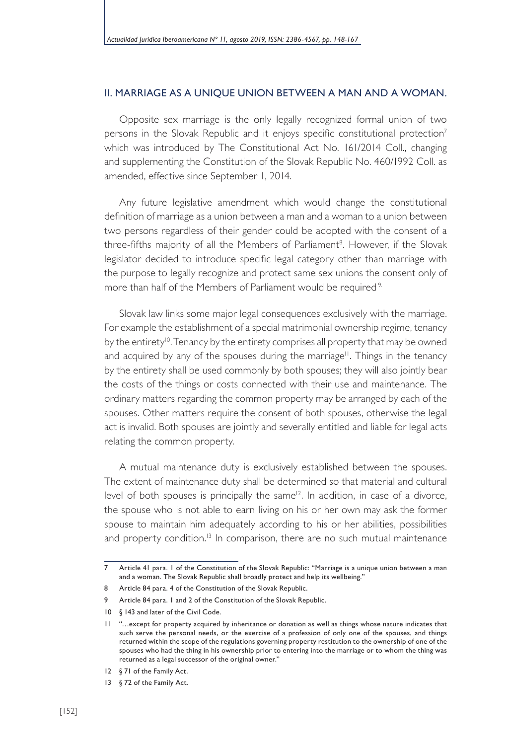## II. MARRIAGE AS A UNIQUE UNION BETWEEN A MAN AND A WOMAN.

Opposite sex marriage is the only legally recognized formal union of two persons in the Slovak Republic and it enjoys specific constitutional protection[7] which was introduced by The Constitutional Act No. 161/2014 Coll., changing and supplementing the Constitution of the Slovak Republic No. 460/1992 Coll. as amended, effective since September 1, 2014.

Any future legislative amendment which would change the constitutional definition of marriage as a union between a man and a woman to a union between two persons regardless of their gender could be adopted with the consent of a three-fifths majority of all the Members of Parliament[8]. However, if the Slovak legislator decided to introduce specific legal category other than marriage with the purpose to legally recognize and protect same sex unions the consent only of more than half of the Members of Parliament would be required[9].

Slovak law links some major legal consequences exclusively with the marriage. For example the establishment of a special matrimonial ownership regime, tenancy by the entirety[10]. Tenancy by the entirety comprises all property that may be owned and acquired by any of the spouses during the marriage[11]. Things in the tenancy by the entirety shall be used commonly by both spouses; they will also jointly bear the costs of the things or costs connected with their use and maintenance. The ordinary matters regarding the common property may be arranged by each of the spouses. Other matters require the consent of both spouses, otherwise the legal act is invalid. Both spouses are jointly and severally entitled and liable for legal acts relating the common property.

A mutual maintenance duty is exclusively established between the spouses. The extent of maintenance duty shall be determined so that material and cultural level of both spouses is principally the same[12]. In addition, in case of a divorce, the spouse who is not able to earn living on his or her own may ask the former spouse to maintain him adequately according to his or her abilities, possibilities and property condition.[13] In comparison, there are no such mutual maintenance

---

7 Article 41 para. 1 of the Constitution of the Slovak Republic: "Marriage is a unique union between a man and a woman. The Slovak Republic shall broadly protect and help its wellbeing."

8 Article 84 para. 4 of the Constitution of the Slovak Republic.

9 Article 84 para. 1 and 2 of the Constitution of the Slovak Republic.

10 § 143 and later of the Civil Code.

11 "…except for property acquired by inheritance or donation as well as things whose nature indicates that such serve the personal needs, or the exercise of a profession of only one of the spouses, and things returned within the scope of the regulations governing property restitution to the ownership of one of the spouses who had the thing in his ownership prior to entering into the marriage or to whom the thing was returned as a legal successor of the original owner."

12 § 71 of the Family Act.

13 § 72 of the Family Act.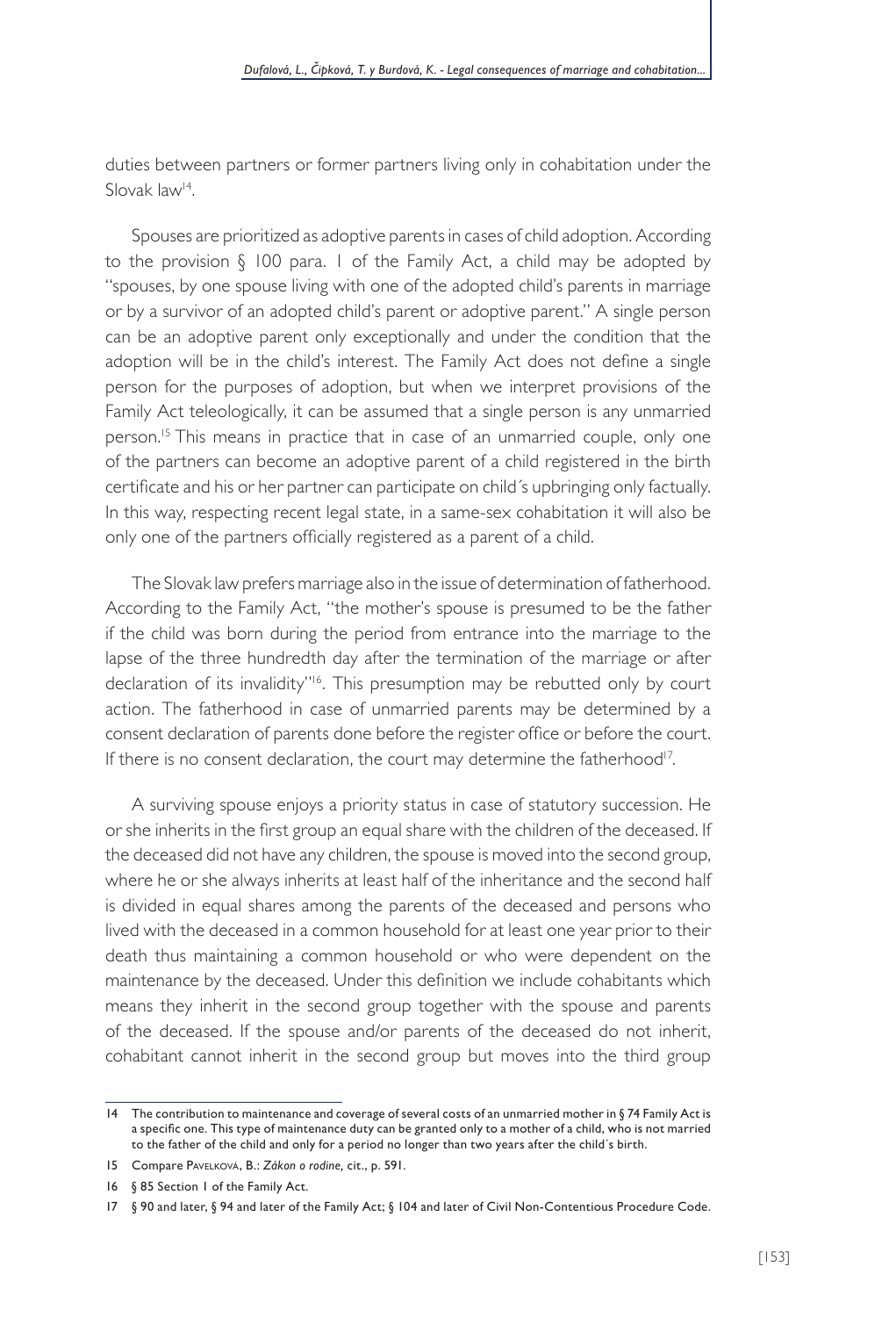duties between partners or former partners living only in cohabitation under the Slovak law[14].

Spouses are prioritized as adoptive parents in cases of child adoption. According to the provision § 100 para. 1 of the Family Act, a child may be adopted by "spouses, by one spouse living with one of the adopted child's parents in marriage or by a survivor of an adopted child's parent or adoptive parent." A single person can be an adoptive parent only exceptionally and under the condition that the adoption will be in the child's interest. The Family Act does not define a single person for the purposes of adoption, but when we interpret provisions of the Family Act teleologically, it can be assumed that a single person is any unmarried person.[15] This means in practice that in case of an unmarried couple, only one of the partners can become an adoptive parent of a child registered in the birth certificate and his or her partner can participate on child´s upbringing only factually. In this way, respecting recent legal state, in a same-sex cohabitation it will also be only one of the partners officially registered as a parent of a child.

The Slovak law prefers marriage also in the issue of determination of fatherhood. According to the Family Act, "the mother's spouse is presumed to be the father if the child was born during the period from entrance into the marriage to the lapse of the three hundredth day after the termination of the marriage or after declaration of its invalidity"[16]. This presumption may be rebutted only by court action. The fatherhood in case of unmarried parents may be determined by a consent declaration of parents done before the register office or before the court. If there is no consent declaration, the court may determine the fatherhood[17].

A surviving spouse enjoys a priority status in case of statutory succession. He or she inherits in the first group an equal share with the children of the deceased. If the deceased did not have any children, the spouse is moved into the second group, where he or she always inherits at least half of the inheritance and the second half is divided in equal shares among the parents of the deceased and persons who lived with the deceased in a common household for at least one year prior to their death thus maintaining a common household or who were dependent on the maintenance by the deceased. Under this definition we include cohabitants which means they inherit in the second group together with the spouse and parents of the deceased. If the spouse and/or parents of the deceased do not inherit, cohabitant cannot inherit in the second group but moves into the third group

---

14 The contribution to maintenance and coverage of several costs of an unmarried mother in § 74 Family Act is a specific one. This type of maintenance duty can be granted only to a mother of a child, who is not married to the father of the child and only for a period no longer than two years after the child´s birth.

15 Compare Pavelková, B.: *Zákon o rodine,* cit., p. 591.

16 § 85 Section 1 of the Family Act.

17 § 90 and later, § 94 and later of the Family Act; § 104 and later of Civil Non-Contentious Procedure Code.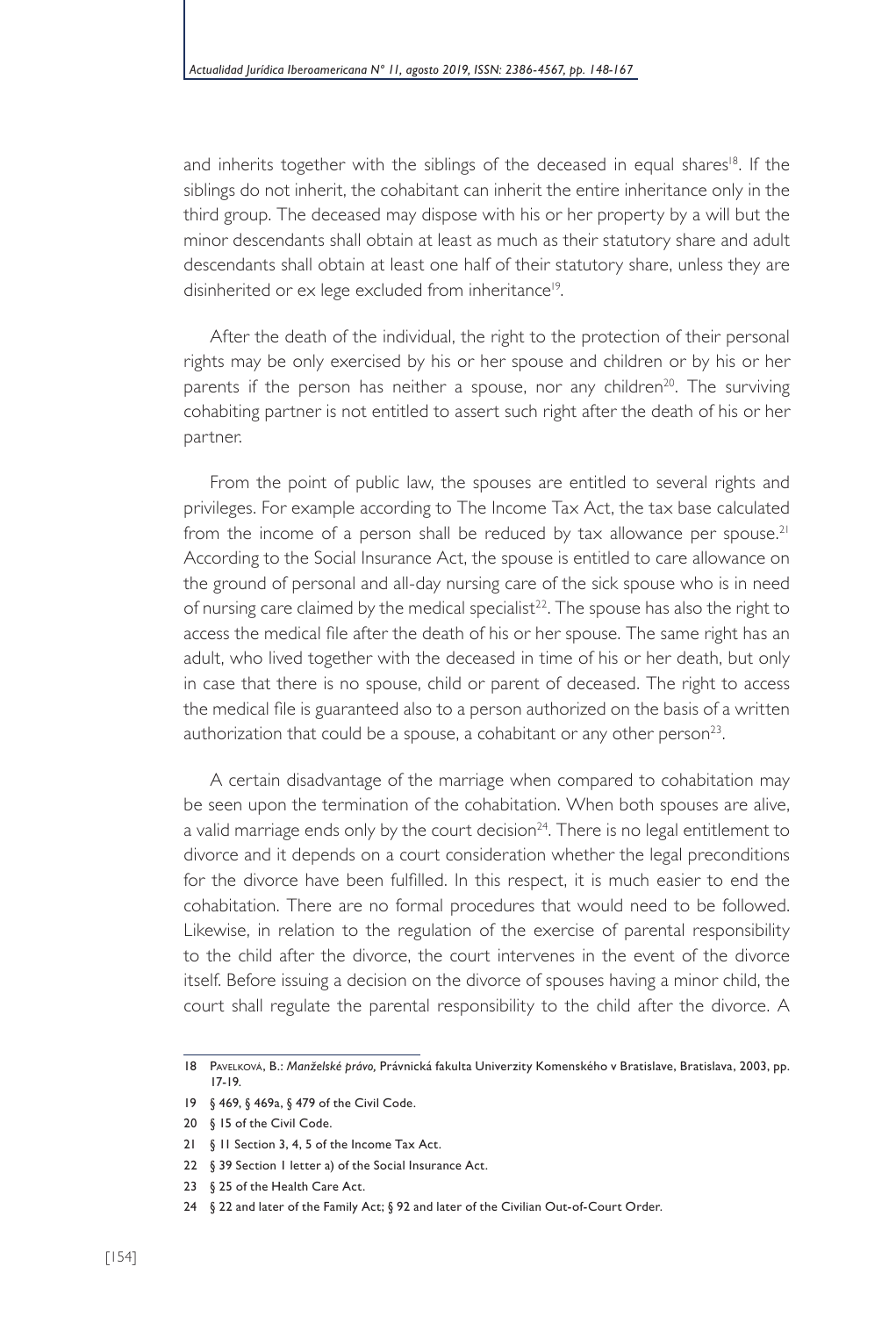and inherits together with the siblings of the deceased in equal shares[18]. If the siblings do not inherit, the cohabitant can inherit the entire inheritance only in the third group. The deceased may dispose with his or her property by a will but the minor descendants shall obtain at least as much as their statutory share and adult descendants shall obtain at least one half of their statutory share, unless they are disinherited or ex lege excluded from inheritance[19].

After the death of the individual, the right to the protection of their personal rights may be only exercised by his or her spouse and children or by his or her parents if the person has neither a spouse, nor any children[20]. The surviving cohabiting partner is not entitled to assert such right after the death of his or her partner.

From the point of public law, the spouses are entitled to several rights and privileges. For example according to The Income Tax Act, the tax base calculated from the income of a person shall be reduced by tax allowance per spouse.[21] According to the Social Insurance Act, the spouse is entitled to care allowance on the ground of personal and all-day nursing care of the sick spouse who is in need of nursing care claimed by the medical specialist[22]. The spouse has also the right to access the medical file after the death of his or her spouse. The same right has an adult, who lived together with the deceased in time of his or her death, but only in case that there is no spouse, child or parent of deceased. The right to access the medical file is guaranteed also to a person authorized on the basis of a written authorization that could be a spouse, a cohabitant or any other person[23].

A certain disadvantage of the marriage when compared to cohabitation may be seen upon the termination of the cohabitation. When both spouses are alive, a valid marriage ends only by the court decision[24]. There is no legal entitlement to divorce and it depends on a court consideration whether the legal preconditions for the divorce have been fulfilled. In this respect, it is much easier to end the cohabitation. There are no formal procedures that would need to be followed. Likewise, in relation to the regulation of the exercise of parental responsibility to the child after the divorce, the court intervenes in the event of the divorce itself. Before issuing a decision on the divorce of spouses having a minor child, the court shall regulate the parental responsibility to the child after the divorce. A

---

18 Pavelková, B.: *Manželské právo,* Právnická fakulta Univerzity Komenského v Bratislave, Bratislava, 2003, pp. 17-19.

19 § 469, § 469a, § 479 of the Civil Code.

20 § 15 of the Civil Code.

21 § 11 Section 3, 4, 5 of the Income Tax Act.

22 § 39 Section 1 letter a) of the Social Insurance Act.

23 § 25 of the Health Care Act.

24 § 22 and later of the Family Act; § 92 and later of the Civilian Out-of-Court Order.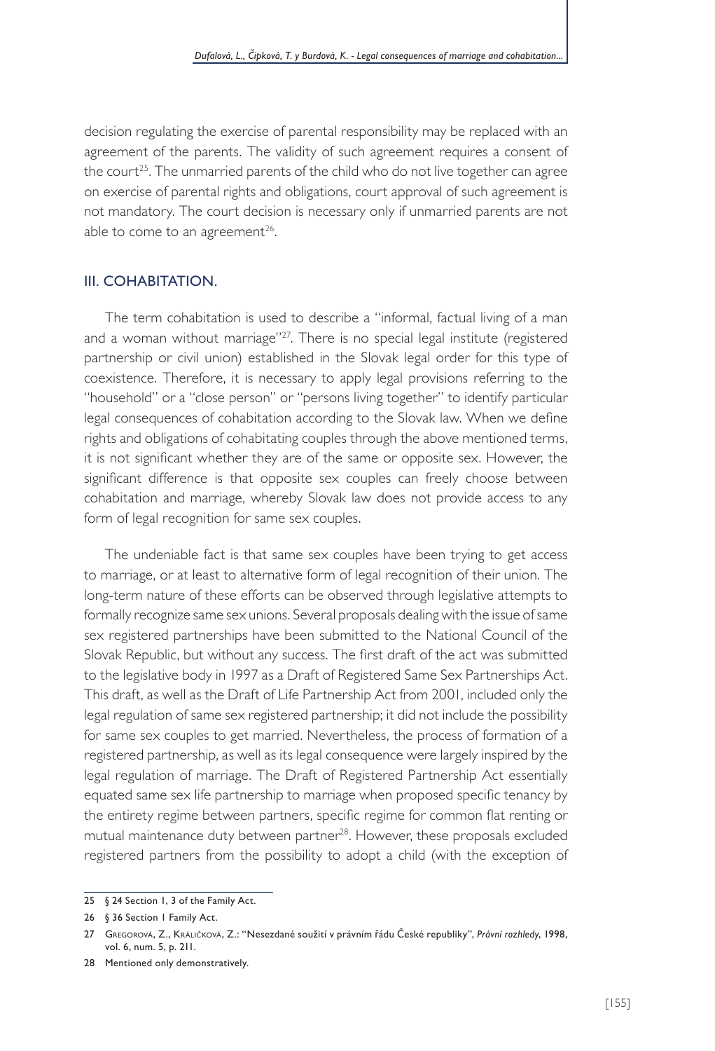decision regulating the exercise of parental responsibility may be replaced with an agreement of the parents. The validity of such agreement requires a consent of the court[25]. The unmarried parents of the child who do not live together can agree on exercise of parental rights and obligations, court approval of such agreement is not mandatory. The court decision is necessary only if unmarried parents are not able to come to an agreement[26].

## III. COHABITATION.

The term cohabitation is used to describe a "informal, factual living of a man and a woman without marriage"[27]. There is no special legal institute (registered partnership or civil union) established in the Slovak legal order for this type of coexistence. Therefore, it is necessary to apply legal provisions referring to the "household" or a "close person" or "persons living together" to identify particular legal consequences of cohabitation according to the Slovak law. When we define rights and obligations of cohabitating couples through the above mentioned terms, it is not significant whether they are of the same or opposite sex. However, the significant difference is that opposite sex couples can freely choose between cohabitation and marriage, whereby Slovak law does not provide access to any form of legal recognition for same sex couples.

The undeniable fact is that same sex couples have been trying to get access to marriage, or at least to alternative form of legal recognition of their union. The long-term nature of these efforts can be observed through legislative attempts to formally recognize same sex unions. Several proposals dealing with the issue of same sex registered partnerships have been submitted to the National Council of the Slovak Republic, but without any success. The first draft of the act was submitted to the legislative body in 1997 as a Draft of Registered Same Sex Partnerships Act. This draft, as well as the Draft of Life Partnership Act from 2001, included only the legal regulation of same sex registered partnership; it did not include the possibility for same sex couples to get married. Nevertheless, the process of formation of a registered partnership, as well as its legal consequence were largely inspired by the legal regulation of marriage. The Draft of Registered Partnership Act essentially equated same sex life partnership to marriage when proposed specific tenancy by the entirety regime between partners, specific regime for common flat renting or mutual maintenance duty between partner[28]. However, these proposals excluded registered partners from the possibility to adopt a child (with the exception of

---

25 § 24 Section 1, 3 of the Family Act.

26 § 36 Section 1 Family Act.

27 Gregorová, Z., Králičková, Z.: "Nesezdané soužití v právním řádu České republiky", *Právní rozhledy*, 1998, vol. 6, num. 5, p. 211.

28 Mentioned only demonstratively.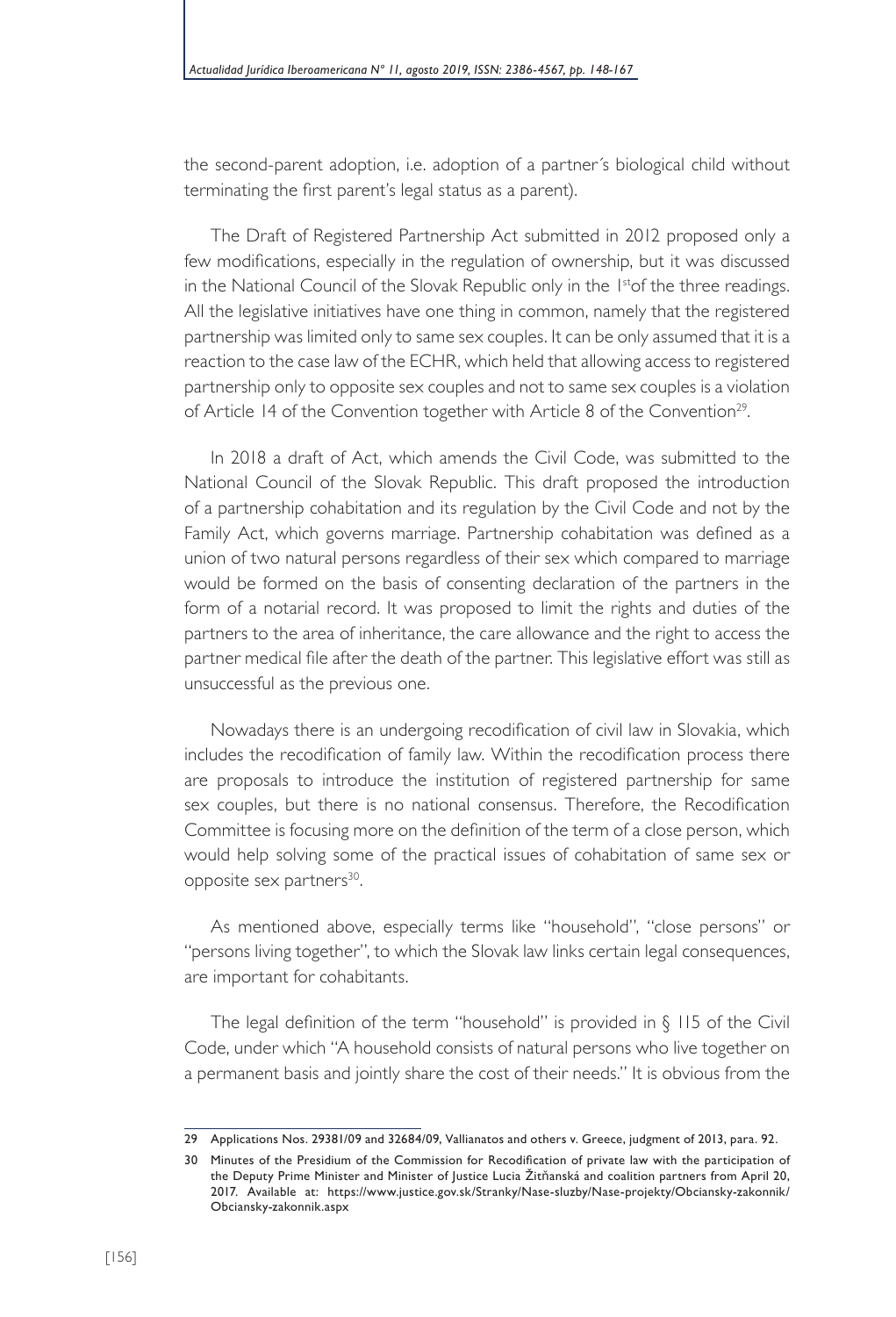the second-parent adoption, i.e. adoption of a partner´s biological child without terminating the first parent's legal status as a parent).

The Draft of Registered Partnership Act submitted in 2012 proposed only a few modifications, especially in the regulation of ownership, but it was discussed in the National Council of the Slovak Republic only in the 1st of the three readings. All the legislative initiatives have one thing in common, namely that the registered partnership was limited only to same sex couples. It can be only assumed that it is a reaction to the case law of the ECHR, which held that allowing access to registered partnership only to opposite sex couples and not to same sex couples is a violation of Article 14 of the Convention together with Article 8 of the Convention[29].

In 2018 a draft of Act, which amends the Civil Code, was submitted to the National Council of the Slovak Republic. This draft proposed the introduction of a partnership cohabitation and its regulation by the Civil Code and not by the Family Act, which governs marriage. Partnership cohabitation was defined as a union of two natural persons regardless of their sex which compared to marriage would be formed on the basis of consenting declaration of the partners in the form of a notarial record. It was proposed to limit the rights and duties of the partners to the area of inheritance, the care allowance and the right to access the partner medical file after the death of the partner. This legislative effort was still as unsuccessful as the previous one.

Nowadays there is an undergoing recodification of civil law in Slovakia, which includes the recodification of family law. Within the recodification process there are proposals to introduce the institution of registered partnership for same sex couples, but there is no national consensus. Therefore, the Recodification Committee is focusing more on the definition of the term of a close person, which would help solving some of the practical issues of cohabitation of same sex or opposite sex partners[30].

As mentioned above, especially terms like "household", "close persons" or "persons living together", to which the Slovak law links certain legal consequences, are important for cohabitants.

The legal definition of the term "household" is provided in § 115 of the Civil Code, under which "A household consists of natural persons who live together on a permanent basis and jointly share the cost of their needs." It is obvious from the

---

29 Applications Nos. 29381/09 and 32684/09, Vallianatos and others v. Greece, judgment of 2013, para. 92.

30 Minutes of the Presidium of the Commission for Recodification of private law with the participation of the Deputy Prime Minister and Minister of Justice Lucia Žitňanská and coalition partners from April 20, 2017. Available at: https://www.justice.gov.sk/Stranky/Nase-sluzby/Nase-projekty/Obciansky-zakonnik/Obciansky-zakonnik.aspx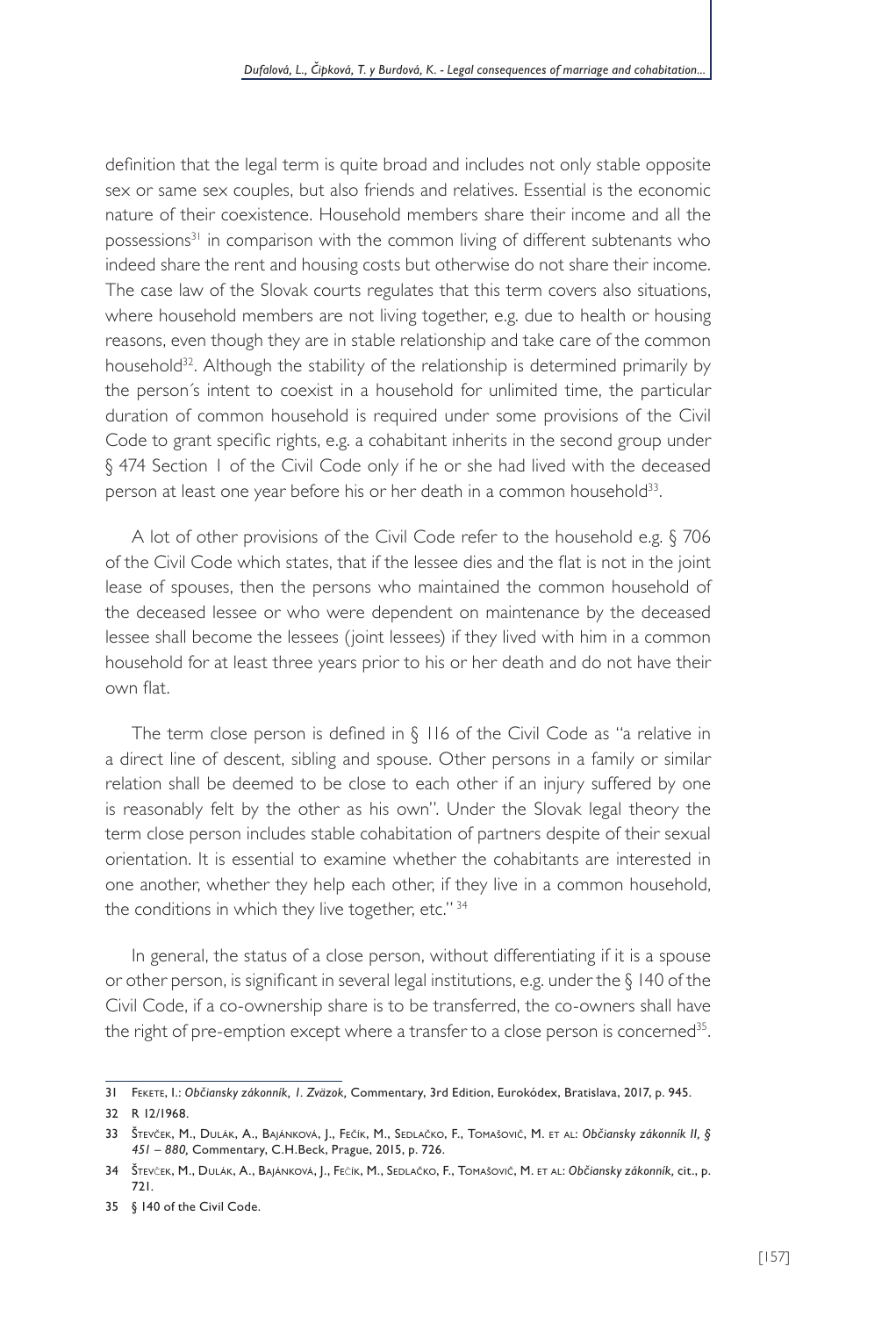definition that the legal term is quite broad and includes not only stable opposite sex or same sex couples, but also friends and relatives. Essential is the economic nature of their coexistence. Household members share their income and all the possessions[31] in comparison with the common living of different subtenants who indeed share the rent and housing costs but otherwise do not share their income. The case law of the Slovak courts regulates that this term covers also situations, where household members are not living together, e.g. due to health or housing reasons, even though they are in stable relationship and take care of the common household[32]. Although the stability of the relationship is determined primarily by the person´s intent to coexist in a household for unlimited time, the particular duration of common household is required under some provisions of the Civil Code to grant specific rights, e.g. a cohabitant inherits in the second group under § 474 Section 1 of the Civil Code only if he or she had lived with the deceased person at least one year before his or her death in a common household[33].

A lot of other provisions of the Civil Code refer to the household e.g. § 706 of the Civil Code which states, that if the lessee dies and the flat is not in the joint lease of spouses, then the persons who maintained the common household of the deceased lessee or who were dependent on maintenance by the deceased lessee shall become the lessees (joint lessees) if they lived with him in a common household for at least three years prior to his or her death and do not have their own flat.

The term close person is defined in § 116 of the Civil Code as "a relative in a direct line of descent, sibling and spouse. Other persons in a family or similar relation shall be deemed to be close to each other if an injury suffered by one is reasonably felt by the other as his own". Under the Slovak legal theory the term close person includes stable cohabitation of partners despite of their sexual orientation. It is essential to examine whether the cohabitants are interested in one another, whether they help each other, if they live in a common household, the conditions in which they live together, etc." [34]

In general, the status of a close person, without differentiating if it is a spouse or other person, is significant in several legal institutions, e.g. under the § 140 of the Civil Code, if a co-ownership share is to be transferred, the co-owners shall have the right of pre-emption except where a transfer to a close person is concerned[35].

---

31 Fekete, I.: *Občiansky zákonník, 1. Zväzok,* Commentary, 3rd Edition, Eurokódex, Bratislava, 2017, p. 945.

32 R 12/1968.

33 Števček, M., Dulák, A., Bajánková, J., Fečík, M., Sedlačko, F., Tomašovič, M. et al: *Občiansky zákonník II, § 451 – 880,* Commentary, C.H.Beck, Prague, 2015, p. 726.

34 Števček, M., Dulák, A., Bajánková, J., Fečík, M., Sedlačko, F., Tomašovič, M. et al: *Občiansky zákonník,* cit., p. 721.

35 § 140 of the Civil Code.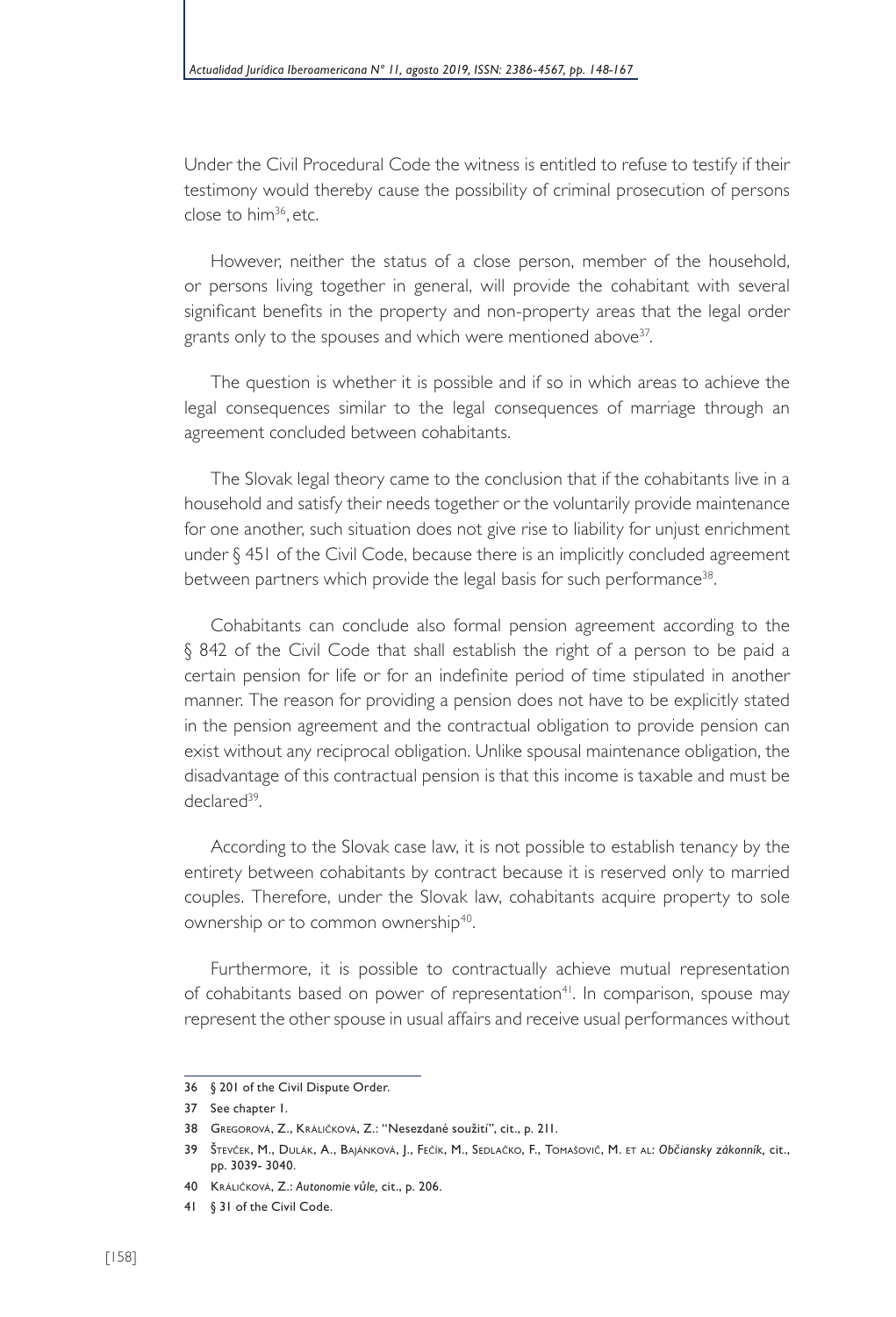Under the Civil Procedural Code the witness is entitled to refuse to testify if their testimony would thereby cause the possibility of criminal prosecution of persons close to him[36], etc.

However, neither the status of a close person, member of the household, or persons living together in general, will provide the cohabitant with several significant benefits in the property and non-property areas that the legal order grants only to the spouses and which were mentioned above[37].

The question is whether it is possible and if so in which areas to achieve the legal consequences similar to the legal consequences of marriage through an agreement concluded between cohabitants.

The Slovak legal theory came to the conclusion that if the cohabitants live in a household and satisfy their needs together or the voluntarily provide maintenance for one another, such situation does not give rise to liability for unjust enrichment under § 451 of the Civil Code, because there is an implicitly concluded agreement between partners which provide the legal basis for such performance[38].

Cohabitants can conclude also formal pension agreement according to the § 842 of the Civil Code that shall establish the right of a person to be paid a certain pension for life or for an indefinite period of time stipulated in another manner. The reason for providing a pension does not have to be explicitly stated in the pension agreement and the contractual obligation to provide pension can exist without any reciprocal obligation. Unlike spousal maintenance obligation, the disadvantage of this contractual pension is that this income is taxable and must be declared[39].

According to the Slovak case law, it is not possible to establish tenancy by the entirety between cohabitants by contract because it is reserved only to married couples. Therefore, under the Slovak law, cohabitants acquire property to sole ownership or to common ownership[40].

Furthermore, it is possible to contractually achieve mutual representation of cohabitants based on power of representation[41]. In comparison, spouse may represent the other spouse in usual affairs and receive usual performances without

---

36 § 201 of the Civil Dispute Order.

37 See chapter 1.

38 Gregorová, Z., Králičková, Z.: "Nesezdané soužití", cit., p. 211.

39 Števček, M., Dulák, A., Bajánková, J., Fečík, M., Sedlačko, F., Tomašovič, M. et al: *Občiansky zákonník*, cit., pp. 3039- 3040.

40 Králičková, Z.: *Autonomie vůle*, cit., p. 206.

41 § 31 of the Civil Code.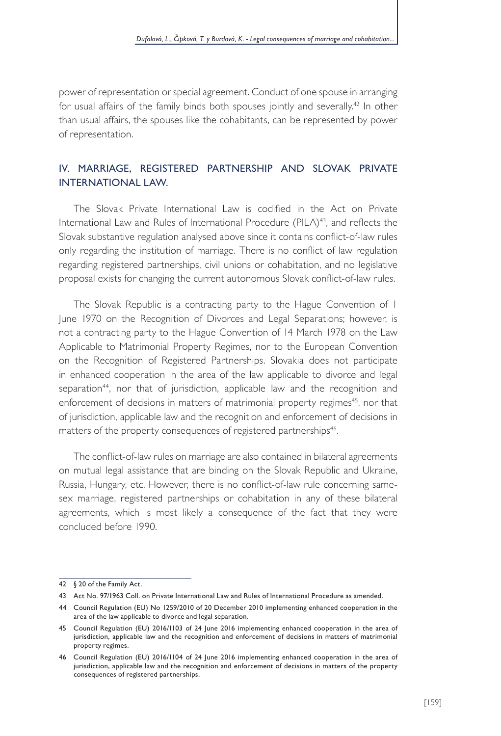power of representation or special agreement. Conduct of one spouse in arranging for usual affairs of the family binds both spouses jointly and severally.[42] In other than usual affairs, the spouses like the cohabitants, can be represented by power of representation.

## IV. MARRIAGE, REGISTERED PARTNERSHIP AND SLOVAK PRIVATE INTERNATIONAL LAW.

The Slovak Private International Law is codified in the Act on Private International Law and Rules of International Procedure (PILA)[43], and reflects the Slovak substantive regulation analysed above since it contains conflict-of-law rules only regarding the institution of marriage. There is no conflict of law regulation regarding registered partnerships, civil unions or cohabitation, and no legislative proposal exists for changing the current autonomous Slovak conflict-of-law rules.

The Slovak Republic is a contracting party to the Hague Convention of 1 June 1970 on the Recognition of Divorces and Legal Separations; however, is not a contracting party to the Hague Convention of 14 March 1978 on the Law Applicable to Matrimonial Property Regimes, nor to the European Convention on the Recognition of Registered Partnerships. Slovakia does not participate in enhanced cooperation in the area of the law applicable to divorce and legal separation[44], nor that of jurisdiction, applicable law and the recognition and enforcement of decisions in matters of matrimonial property regimes[45], nor that of jurisdiction, applicable law and the recognition and enforcement of decisions in matters of the property consequences of registered partnerships[46].

The conflict-of-law rules on marriage are also contained in bilateral agreements on mutual legal assistance that are binding on the Slovak Republic and Ukraine, Russia, Hungary, etc. However, there is no conflict-of-law rule concerning same-sex marriage, registered partnerships or cohabitation in any of these bilateral agreements, which is most likely a consequence of the fact that they were concluded before 1990.

---

42 § 20 of the Family Act.

43 Act No. 97/1963 Coll. on Private International Law and Rules of International Procedure as amended.

44 Council Regulation (EU) No 1259/2010 of 20 December 2010 implementing enhanced cooperation in the area of the law applicable to divorce and legal separation.

45 Council Regulation (EU) 2016/1103 of 24 June 2016 implementing enhanced cooperation in the area of jurisdiction, applicable law and the recognition and enforcement of decisions in matters of matrimonial property regimes.

46 Council Regulation (EU) 2016/1104 of 24 June 2016 implementing enhanced cooperation in the area of jurisdiction, applicable law and the recognition and enforcement of decisions in matters of the property consequences of registered partnerships.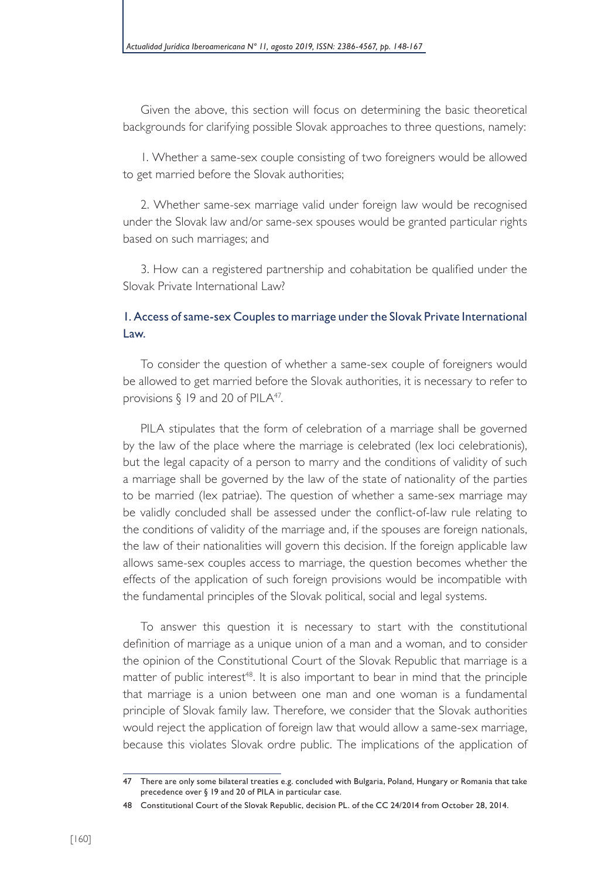Given the above, this section will focus on determining the basic theoretical backgrounds for clarifying possible Slovak approaches to three questions, namely:

1. Whether a same-sex couple consisting of two foreigners would be allowed to get married before the Slovak authorities;

2. Whether same-sex marriage valid under foreign law would be recognised under the Slovak law and/or same-sex spouses would be granted particular rights based on such marriages; and

3. How can a registered partnership and cohabitation be qualified under the Slovak Private International Law?

### 1. Access of same-sex Couples to marriage under the Slovak Private International Law.

To consider the question of whether a same-sex couple of foreigners would be allowed to get married before the Slovak authorities, it is necessary to refer to provisions § 19 and 20 of PILA[47].

PILA stipulates that the form of celebration of a marriage shall be governed by the law of the place where the marriage is celebrated (lex loci celebrationis), but the legal capacity of a person to marry and the conditions of validity of such a marriage shall be governed by the law of the state of nationality of the parties to be married (lex patriae). The question of whether a same-sex marriage may be validly concluded shall be assessed under the conflict-of-law rule relating to the conditions of validity of the marriage and, if the spouses are foreign nationals, the law of their nationalities will govern this decision. If the foreign applicable law allows same-sex couples access to marriage, the question becomes whether the effects of the application of such foreign provisions would be incompatible with the fundamental principles of the Slovak political, social and legal systems.

To answer this question it is necessary to start with the constitutional definition of marriage as a unique union of a man and a woman, and to consider the opinion of the Constitutional Court of the Slovak Republic that marriage is a matter of public interest[48]. It is also important to bear in mind that the principle that marriage is a union between one man and one woman is a fundamental principle of Slovak family law. Therefore, we consider that the Slovak authorities would reject the application of foreign law that would allow a same-sex marriage, because this violates Slovak ordre public. The implications of the application of

---

47 There are only some bilateral treaties e.g. concluded with Bulgaria, Poland, Hungary or Romania that take precedence over § 19 and 20 of PILA in particular case.

48 Constitutional Court of the Slovak Republic, decision PL. of the CC 24/2014 from October 28, 2014.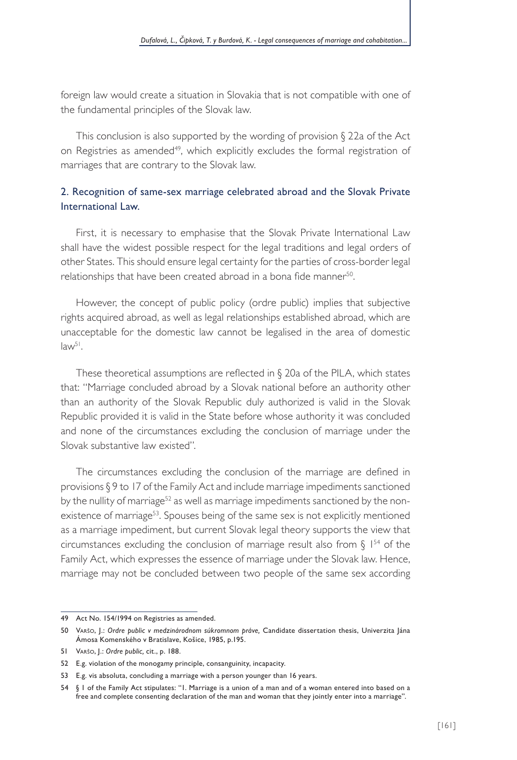foreign law would create a situation in Slovakia that is not compatible with one of the fundamental principles of the Slovak law.

This conclusion is also supported by the wording of provision § 22a of the Act on Registries as amended[49], which explicitly excludes the formal registration of marriages that are contrary to the Slovak law.

## 2. Recognition of same-sex marriage celebrated abroad and the Slovak Private International Law.

First, it is necessary to emphasise that the Slovak Private International Law shall have the widest possible respect for the legal traditions and legal orders of other States. This should ensure legal certainty for the parties of cross-border legal relationships that have been created abroad in a bona fide manner[50].

However, the concept of public policy (ordre public) implies that subjective rights acquired abroad, as well as legal relationships established abroad, which are unacceptable for the domestic law cannot be legalised in the area of domestic law[51].

These theoretical assumptions are reflected in § 20a of the PILA, which states that: "Marriage concluded abroad by a Slovak national before an authority other than an authority of the Slovak Republic duly authorized is valid in the Slovak Republic provided it is valid in the State before whose authority it was concluded and none of the circumstances excluding the conclusion of marriage under the Slovak substantive law existed".

The circumstances excluding the conclusion of the marriage are defined in provisions § 9 to 17 of the Family Act and include marriage impediments sanctioned by the nullity of marriage[52] as well as marriage impediments sanctioned by the non-existence of marriage[53]. Spouses being of the same sex is not explicitly mentioned as a marriage impediment, but current Slovak legal theory supports the view that circumstances excluding the conclusion of marriage result also from § 1[54] of the Family Act, which expresses the essence of marriage under the Slovak law. Hence, marriage may not be concluded between two people of the same sex according

---

49 Act No. 154/1994 on Registries as amended.

50 Varšo, J.: *Ordre public v medzinárodnom súkromnom práve,* Candidate dissertation thesis, Univerzita Jána Ámosa Komenského v Bratislave, Košice, 1985, p.195.

51 Varšo, J.: *Ordre public,* cit., p. 188.

52 E.g. violation of the monogamy principle, consanguinity, incapacity.

53 E.g. vis absoluta, concluding a marriage with a person younger than 16 years.

54 § 1 of the Family Act stipulates: "1. Marriage is a union of a man and of a woman entered into based on a free and complete consenting declaration of the man and woman that they jointly enter into a marriage".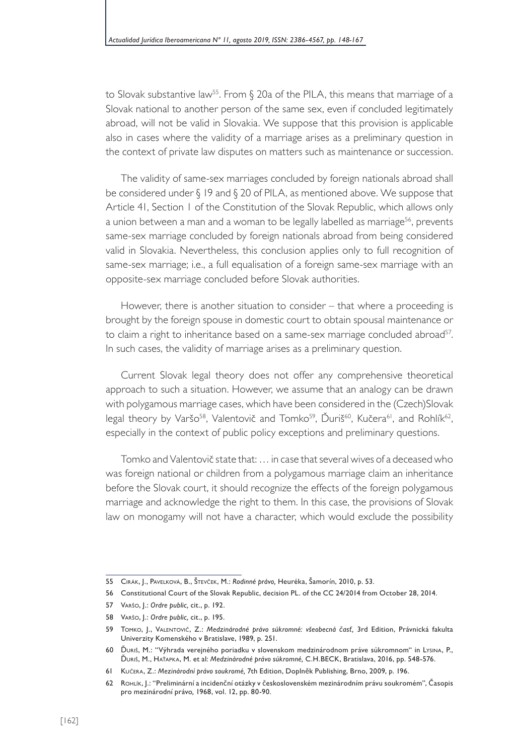to Slovak substantive law[55]. From § 20a of the PILA, this means that marriage of a Slovak national to another person of the same sex, even if concluded legitimately abroad, will not be valid in Slovakia. We suppose that this provision is applicable also in cases where the validity of a marriage arises as a preliminary question in the context of private law disputes on matters such as maintenance or succession.

The validity of same-sex marriages concluded by foreign nationals abroad shall be considered under § 19 and § 20 of PILA, as mentioned above. We suppose that Article 41, Section 1 of the Constitution of the Slovak Republic, which allows only a union between a man and a woman to be legally labelled as marriage[56], prevents same-sex marriage concluded by foreign nationals abroad from being considered valid in Slovakia. Nevertheless, this conclusion applies only to full recognition of same-sex marriage; i.e., a full equalisation of a foreign same-sex marriage with an opposite-sex marriage concluded before Slovak authorities.

However, there is another situation to consider – that where a proceeding is brought by the foreign spouse in domestic court to obtain spousal maintenance or to claim a right to inheritance based on a same-sex marriage concluded abroad[57]. In such cases, the validity of marriage arises as a preliminary question.

Current Slovak legal theory does not offer any comprehensive theoretical approach to such a situation. However, we assume that an analogy can be drawn with polygamous marriage cases, which have been considered in the (Czech)Slovak legal theory by Varšo[58], Valentovič and Tomko[59], Ďuriš[60], Kučera[61], and Rohlík[62], especially in the context of public policy exceptions and preliminary questions.

Tomko and Valentovič state that: … in case that several wives of a deceased who was foreign national or children from a polygamous marriage claim an inheritance before the Slovak court, it should recognize the effects of the foreign polygamous marriage and acknowledge the right to them. In this case, the provisions of Slovak law on monogamy will not have a character, which would exclude the possibility

---

55 Cirák, J., Pavelková, B., Števček, M.: *Rodinné právo,* Heuréka, Šamorín, 2010, p. 53.

56 Constitutional Court of the Slovak Republic, decision PL. of the CC 24/2014 from October 28, 2014.

57 Varšo, J.: *Ordre public,* cit., p. 192.

58 Varšo, J.: *Ordre public,* cit., p. 195.

59 Tomko, J., Valentovič, Z.: *Medzinárodné právo súkromné: všeobecná časť,* 3rd Edition, Právnická fakulta Univerzity Komenského v Bratislave, 1989, p. 251.

60 Ďuriš, M.: "Výhrada verejného poriadku v slovenskom medzinárodnom práve súkromnom" in Lysina, P., Ďuriš, M., Haťapka, M. et al: *Medzinárodné právo súkromné,* C.H.BECK, Bratislava, 2016, pp. 548-576.

61 Kučera, Z.: *Mezinárodní právo soukromé,* 7th Edition, Doplněk Publishing, Brno, 2009, p. 196.

62 Rohlík, J.: "Preliminární a incidenční otázky v československém mezinárodním právu soukromém", Časopis pro mezinárodní právo, 1968, vol. 12, pp. 80-90.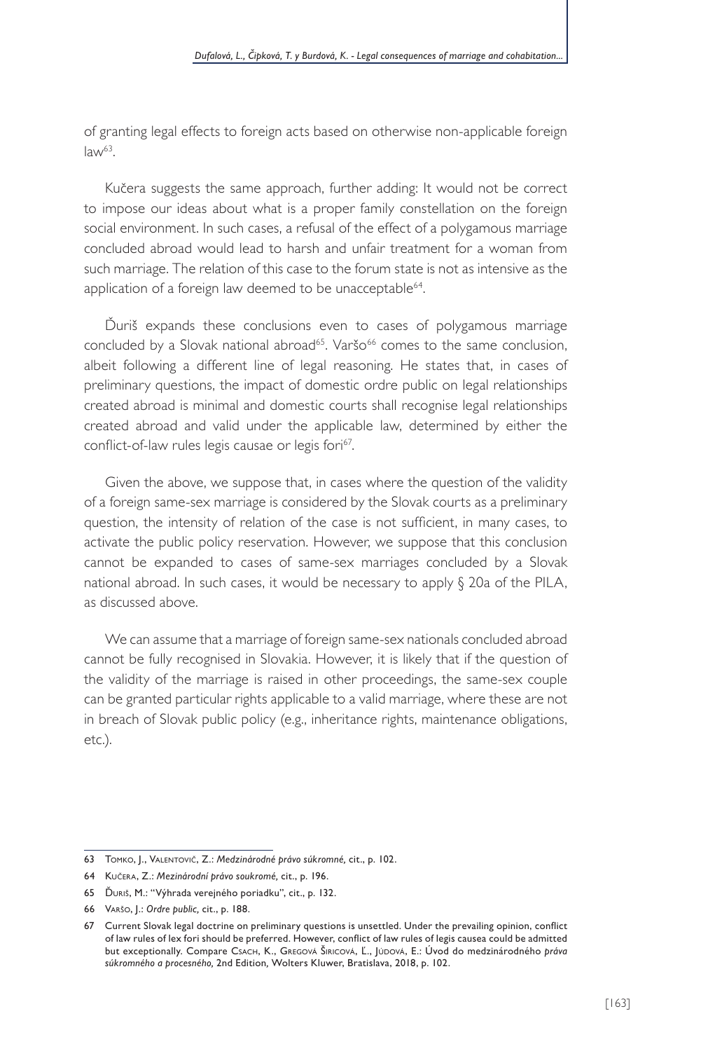of granting legal effects to foreign acts based on otherwise non-applicable foreign law[63].

Kučera suggests the same approach, further adding: It would not be correct to impose our ideas about what is a proper family constellation on the foreign social environment. In such cases, a refusal of the effect of a polygamous marriage concluded abroad would lead to harsh and unfair treatment for a woman from such marriage. The relation of this case to the forum state is not as intensive as the application of a foreign law deemed to be unacceptable[64].

Ďuriš expands these conclusions even to cases of polygamous marriage concluded by a Slovak national abroad[65].Ваršo[66] comes to the same conclusion, albeit following a different line of legal reasoning. He states that, in cases of preliminary questions, the impact of domestic ordre public on legal relationships created abroad is minimal and domestic courts shall recognise legal relationships created abroad and valid under the applicable law, determined by either the conflict-of-law rules legis causae or legis fori[67].

Given the above, we suppose that, in cases where the question of the validity of a foreign same-sex marriage is considered by the Slovak courts as a preliminary question, the intensity of relation of the case is not sufficient, in many cases, to activate the public policy reservation. However, we suppose that this conclusion cannot be expanded to cases of same-sex marriages concluded by a Slovak national abroad. In such cases, it would be necessary to apply § 20a of the PILA, as discussed above.

We can assume that a marriage of foreign same-sex nationals concluded abroad cannot be fully recognised in Slovakia. However, it is likely that if the question of the validity of the marriage is raised in other proceedings, the same-sex couple can be granted particular rights applicable to a valid marriage, where these are not in breach of Slovak public policy (e.g., inheritance rights, maintenance obligations, etc.).

---

63 Tomko, J., Valentovič, Z.: *Medzinárodné právo súkromné*, cit., p. 102.

64 Kučera, Z.: *Mezinárodní právo soukromé*, cit., p. 196.

65 Ďuriš, M.: "Výhrada verejného poriadku", cit., p. 132.

66 Varšo, J.: *Ordre public*, cit., p. 188.

67 Current Slovak legal doctrine on preliminary questions is unsettled. Under the prevailing opinion, conflict of law rules of lex fori should be preferred. However, conflict of law rules of legis causea could be admitted but exceptionally. Compare Csach, K., Gregová Širicová, Ľ., Júdová, E.: Úvod do medzinárodného *práva súkromného a procesného*, 2nd Edition, Wolters Kluwer, Bratislava, 2018, p. 102.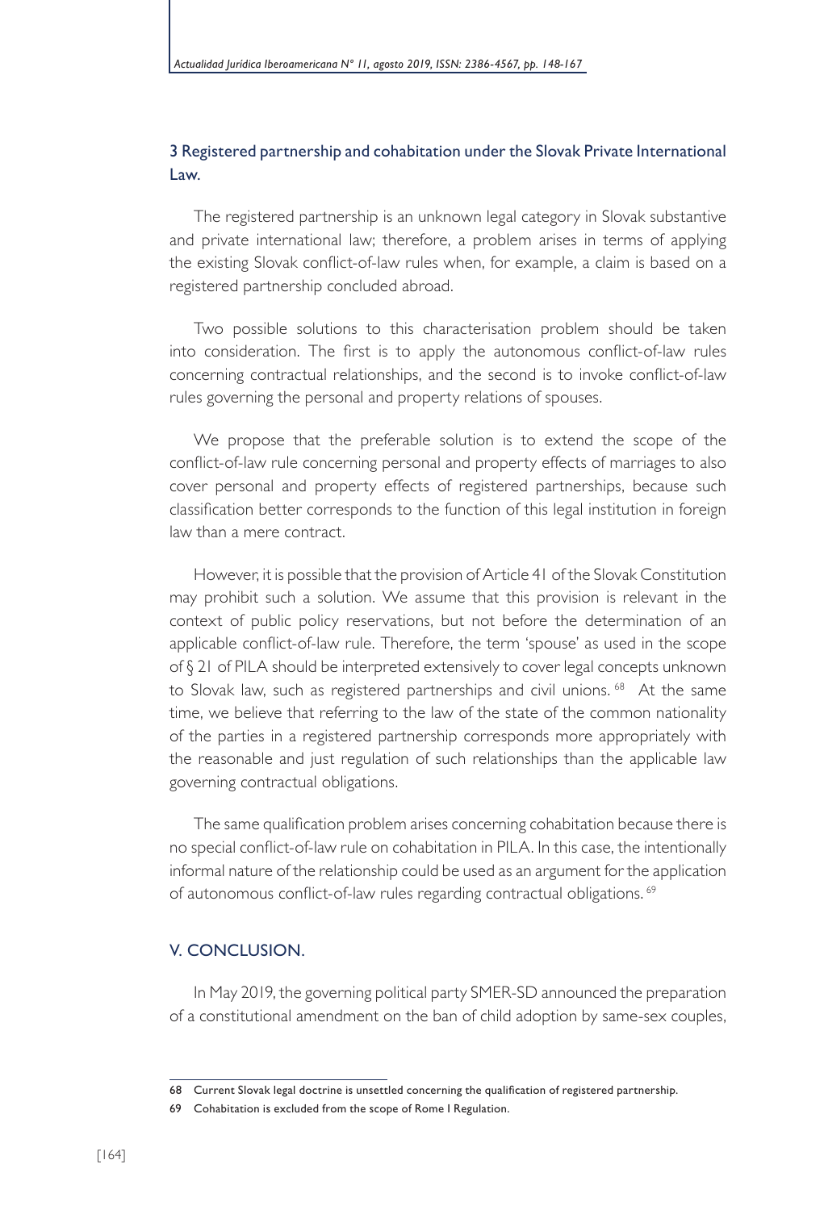### 3 Registered partnership and cohabitation under the Slovak Private International Law.

The registered partnership is an unknown legal category in Slovak substantive and private international law; therefore, a problem arises in terms of applying the existing Slovak conflict-of-law rules when, for example, a claim is based on a registered partnership concluded abroad.

Two possible solutions to this characterisation problem should be taken into consideration. The first is to apply the autonomous conflict-of-law rules concerning contractual relationships, and the second is to invoke conflict-of-law rules governing the personal and property relations of spouses.

We propose that the preferable solution is to extend the scope of the conflict-of-law rule concerning personal and property effects of marriages to also cover personal and property effects of registered partnerships, because such classification better corresponds to the function of this legal institution in foreign law than a mere contract.

However, it is possible that the provision of Article 41 of the Slovak Constitution may prohibit such a solution. We assume that this provision is relevant in the context of public policy reservations, but not before the determination of an applicable conflict-of-law rule. Therefore, the term 'spouse' as used in the scope of § 21 of PILA should be interpreted extensively to cover legal concepts unknown to Slovak law, such as registered partnerships and civil unions.[68] At the same time, we believe that referring to the law of the state of the common nationality of the parties in a registered partnership corresponds more appropriately with the reasonable and just regulation of such relationships than the applicable law governing contractual obligations.

The same qualification problem arises concerning cohabitation because there is no special conflict-of-law rule on cohabitation in PILA. In this case, the intentionally informal nature of the relationship could be used as an argument for the application of autonomous conflict-of-law rules regarding contractual obligations.[69]

## V. CONCLUSION.

In May 2019, the governing political party SMER-SD announced the preparation of a constitutional amendment on the ban of child adoption by same-sex couples,

---

68 Current Slovak legal doctrine is unsettled concerning the qualification of registered partnership.

69 Cohabitation is excluded from the scope of Rome I Regulation.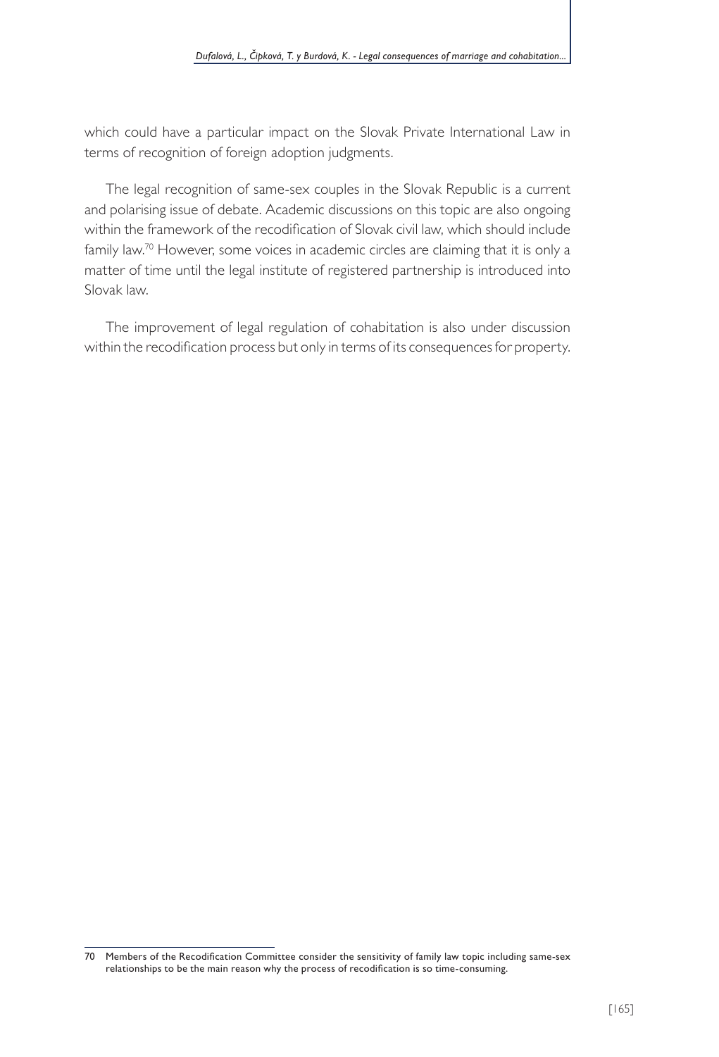which could have a particular impact on the Slovak Private International Law in terms of recognition of foreign adoption judgments.

The legal recognition of same-sex couples in the Slovak Republic is a current and polarising issue of debate. Academic discussions on this topic are also ongoing within the framework of the recodification of Slovak civil law, which should include family law.[70] However, some voices in academic circles are claiming that it is only a matter of time until the legal institute of registered partnership is introduced into Slovak law.

The improvement of legal regulation of cohabitation is also under discussion within the recodification process but only in terms of its consequences for property.

---

70 Members of the Recodification Committee consider the sensitivity of family law topic including same-sex relationships to be the main reason why the process of recodification is so time-consuming.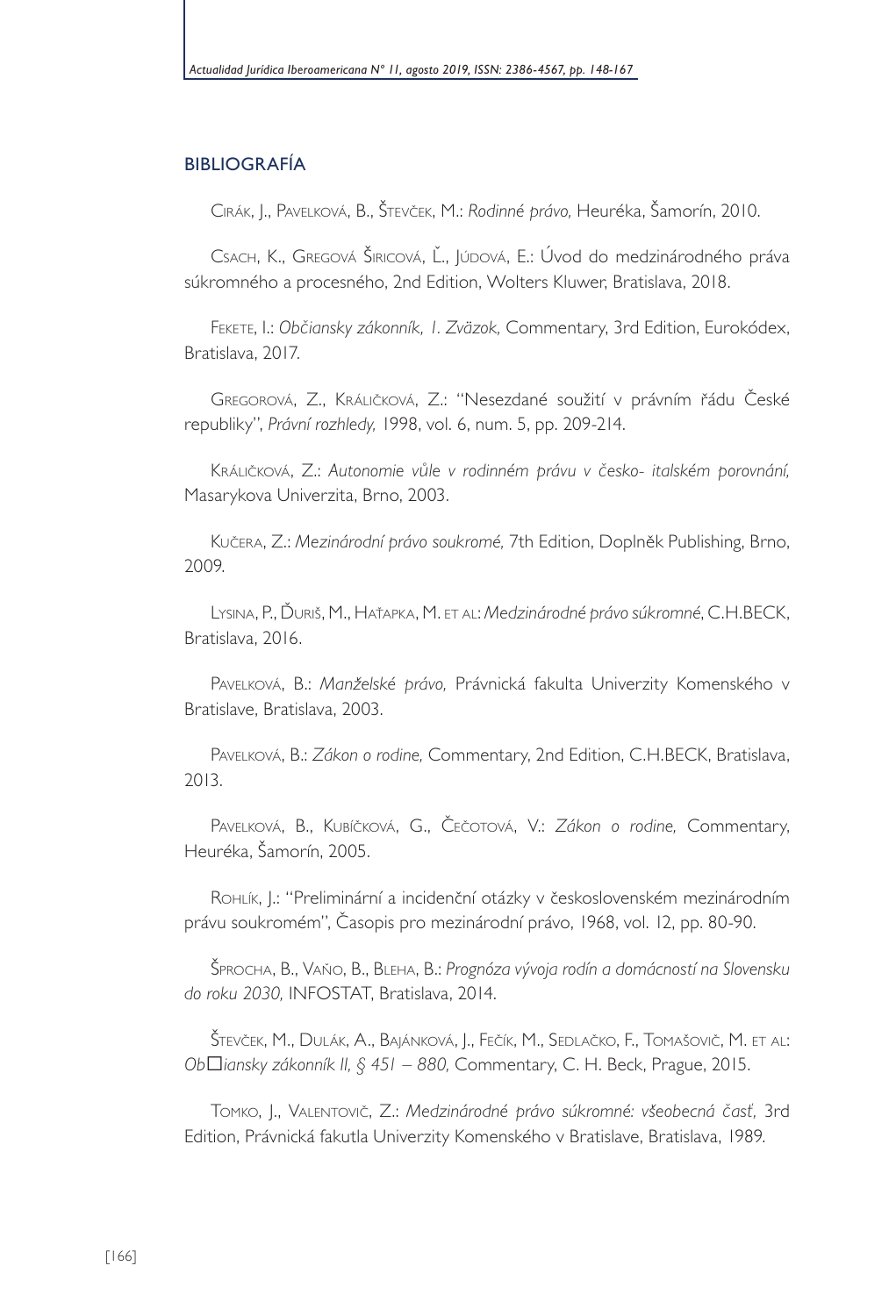## BIBLIOGRAFÍA

Cirák, J., Pavelková, B., Števček, M.: *Rodinné právo,* Heuréka, Šamorín, 2010.

Csach, K., Gregová Širicová, Ľ., Júdová, E.: Úvod do medzinárodného práva súkromného a procesného, 2nd Edition, Wolters Kluwer, Bratislava, 2018.

Fekete, I.: *Občiansky zákonník, 1. Zväzok,* Commentary, 3rd Edition, Eurokódex, Bratislava, 2017.

Gregorová, Z., Králičková, Z.: "Nesezdané soužití v právním řádu České republiky", *Právní rozhledy,* 1998, vol. 6, num. 5, pp. 209-214.

Králičková, Z.: *Autonomie vůle v rodinném právu v česko- italském porovnání,* Masarykova Univerzita, Brno, 2003.

Kučera, Z.: *Mezinárodní právo soukromé,* 7th Edition, Doplněk Publishing, Brno, 2009.

Lysina, P., Ďuriš, M., Haťapka, M. et al: *Medzinárodné právo súkromné*, C.H.BECK, Bratislava, 2016.

Pavelková, B.: *Manželské právo,* Právnická fakulta Univerzity Komenského v Bratislave, Bratislava, 2003.

Pavelková, B.: *Zákon o rodine,* Commentary, 2nd Edition, C.H.BECK, Bratislava, 2013.

Pavelková, B., Kubíčková, G., Čečotová, V.: *Zákon o rodine,* Commentary, Heuréka, Šamorín, 2005.

Rohlík, J.: "Preliminární a incidenční otázky v československém mezinárodním právu soukromém", Časopis pro mezinárodní právo, 1968, vol. 12, pp. 80-90.

Šprocha, B., Vaňo, B., Bleha, B.: *Prognóza vývoja rodín a domácností na Slovensku do roku 2030,* INFOSTAT, Bratislava, 2014.

Števček, M., Dulák, A., Bajánková, J., Fečík, M., Sedlačko, F., Tomašovič, M. et al: *Ob□iansky zákonník II, § 451 – 880,* Commentary, C. H. Beck, Prague, 2015.

Tomko, J., Valentovič, Z.: *Medzinárodné právo súkromné: všeobecná časť,* 3rd Edition, Právnická fakutla Univerzity Komenského v Bratislave, Bratislava, 1989.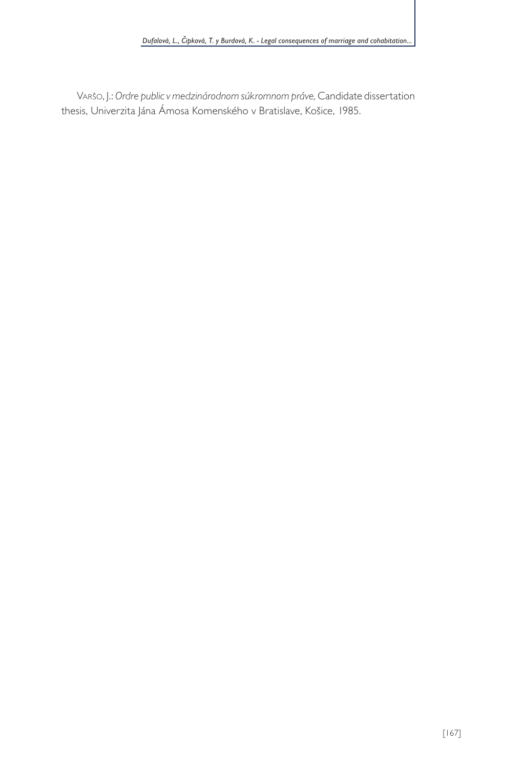VARŠO, J.: *Ordre public v medzinárodnom súkromnom práve,* Candidate dissertation thesis, Univerzita Jána Ámosa Komenského v Bratislave, Košice, 1985.